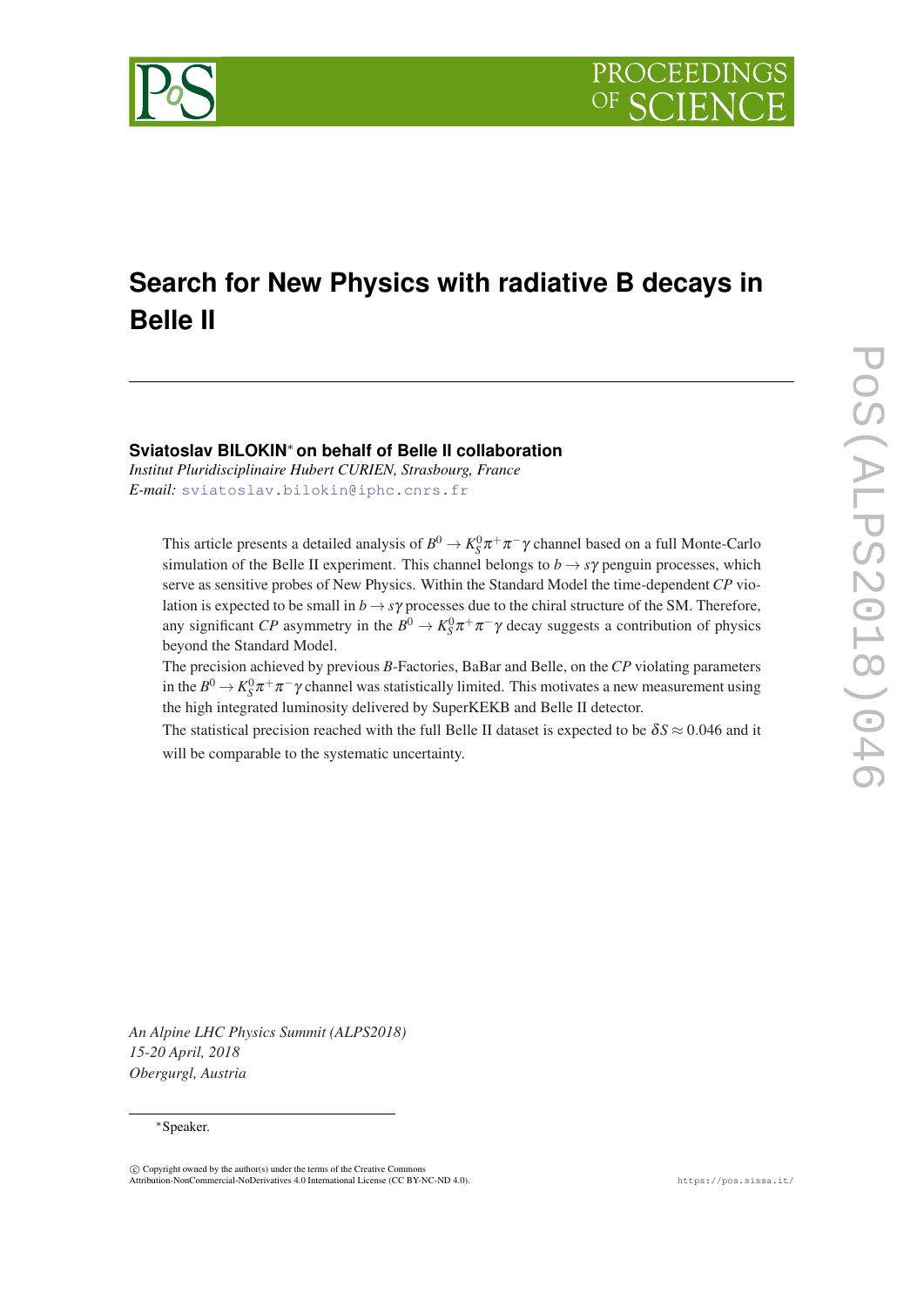# Search for New Physics with radiative B decays in Belle II

**Sviatoslav BILOKIN[*] on behalf of Belle II collaboration**

*Institut Pluridisciplinaire Hubert CURIEN, Strasbourg, France*

*E-mail:* sviatoslav.bilokin@iphc.cnrs.fr

This article presents a detailed analysis of $B^0 \to K_S^0 \pi^+ \pi^- \gamma$ channel based on a full Monte-Carlo simulation of the Belle II experiment. This channel belongs to $b \to s\gamma$ penguin processes, which serve as sensitive probes of New Physics. Within the Standard Model the time-dependent *CP* violation is expected to be small in $b \to s\gamma$ processes due to the chiral structure of the SM. Therefore, any significant *CP* asymmetry in the $B^0 \to K_S^0 \pi^+ \pi^- \gamma$ decay suggests a contribution of physics beyond the Standard Model.

The precision achieved by previous *B*-Factories, BaBar and Belle, on the *CP* violating parameters in the $B^0 \to K_S^0 \pi^+ \pi^- \gamma$ channel was statistically limited. This motivates a new measurement using the high integrated luminosity delivered by SuperKEKB and Belle II detector.

The statistical precision reached with the full Belle II dataset is expected to be $\delta S \approx 0.046$ and it will be comparable to the systematic uncertainty.

*An Alpine LHC Physics Summit (ALPS2018)*
*15-20 April, 2018*
*Obergurgl, Austria*

[*]Speaker.

© Copyright owned by the author(s) under the terms of the Creative Commons Attribution-NonCommercial-NoDerivatives 4.0 International License (CC BY-NC-ND 4.0).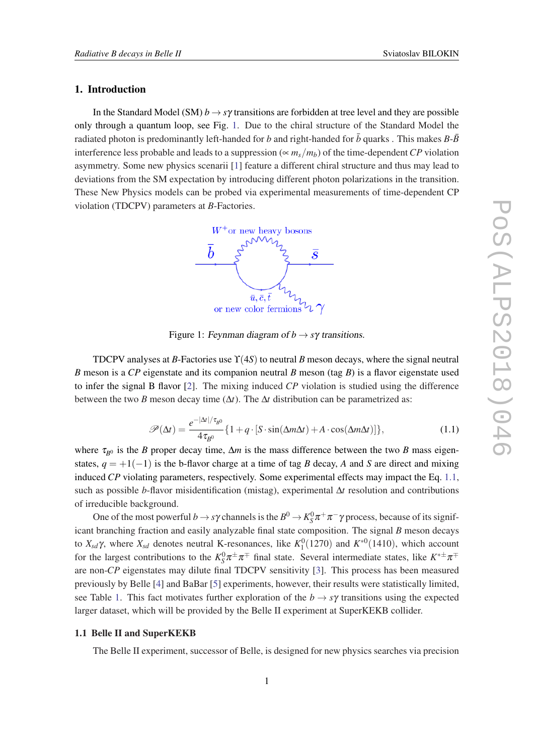## 1. Introduction

In the Standard Model (SM) $b \to s\gamma$ transitions are forbidden at tree level and they are possible only through a quantum loop, see Fig. 1. Due to the chiral structure of the Standard Model the radiated photon is predominantly left-handed for $b$ and right-handed for $\bar{b}$ quarks . This makes $B$-$\bar{B}$ interference less probable and leads to a suppression ($\propto m_s/m_b$) of the time-dependent $CP$ violation asymmetry. Some new physics scenarii [1] feature a different chiral structure and thus may lead to deviations from the SM expectation by introducing different photon polarizations in the transition. These New Physics models can be probed via experimental measurements of time-dependent CP violation (TDCPV) parameters at $B$-Factories.

Figure 1: *Feynman diagram of $b \to s\gamma$ transitions.*

TDCPV analyses at $B$-Factories use $\Upsilon(4S)$ to neutral $B$ meson decays, where the signal neutral $B$ meson is a $CP$ eigenstate and its companion neutral $B$ meson (tag $B$) is a flavor eigenstate used to infer the signal B flavor [2]. The mixing induced $CP$ violation is studied using the difference between the two $B$ meson decay time ($\Delta t$). The $\Delta t$ distribution can be parametrized as:

$$\mathscr{P}(\Delta t) = \frac{e^{-|\Delta t|/\tau_{B^0}}}{4\tau_{B^0}}\{1 + q \cdot [S \cdot \sin(\Delta m \Delta t) + A \cdot \cos(\Delta m \Delta t)]\}, \tag{1.1}$$

where $\tau_{B^0}$ is the $B$ proper decay time, $\Delta m$ is the mass difference between the two $B$ mass eigenstates, $q = +1(-1)$ is the b-flavor charge at a time of tag $B$ decay, $A$ and $S$ are direct and mixing induced $CP$ violating parameters, respectively. Some experimental effects may impact the Eq. 1.1, such as possible $b$-flavor misidentification (mistag), experimental $\Delta t$ resolution and contributions of irreducible background.

One of the most powerful $b \to s\gamma$ channels is the $B^0 \to K_S^0\pi^+\pi^-\gamma$ process, because of its significant branching fraction and easily analyzable final state composition. The signal $B$ meson decays to $X_{sd}\gamma$, where $X_{sd}$ denotes neutral K-resonances, like $K_1^0(1270)$ and $K^{*0}(1410)$, which account for the largest contributions to the $K_S^0\pi^{\pm}\pi^{\mp}$ final state. Several intermediate states, like $K^{*\pm}\pi^{\mp}$ are non-$CP$ eigenstates may dilute final TDCPV sensitivity [3]. This process has been measured previously by Belle [4] and BaBar [5] experiments, however, their results were statistically limited, see Table 1. This fact motivates further exploration of the $b \to s\gamma$ transitions using the expected larger dataset, which will be provided by the Belle II experiment at SuperKEKB collider.

### 1.1 Belle II and SuperKEKB

The Belle II experiment, successor of Belle, is designed for new physics searches via precision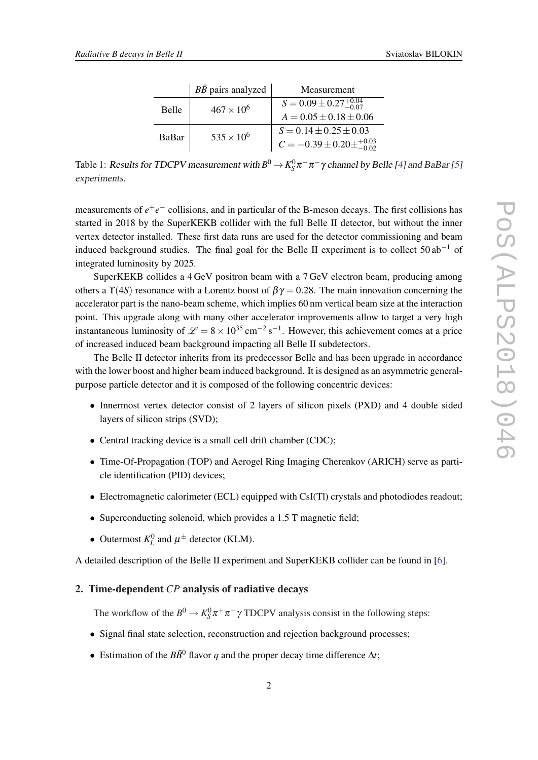|  | $B\bar{B}$ pairs analyzed | Measurement |
| --- | --- | --- |
| Belle | $467 \times 10^6$ | $S = 0.09 \pm 0.27^{+0.04}_{-0.07}$ |
|  |  | $A = 0.05 \pm 0.18 \pm 0.06$ |
| BaBar | $535 \times 10^6$ | $S = 0.14 \pm 0.25 \pm 0.03$ |
|  |  | $C = -0.39 \pm 0.20 \pm^{+0.03}_{-0.02}$ |

Table 1: *Results for TDCPV measurement with $B^0 \to K_S^0\pi^+\pi^-\gamma$ channel by Belle [4] and BaBar [5] experiments.*

measurements of $e^+e^-$ collisions, and in particular of the B-meson decays. The first collisions has started in 2018 by the SuperKEKB collider with the full Belle II detector, but without the inner vertex detector installed. These first data runs are used for the detector commissioning and beam induced background studies. The final goal for the Belle II experiment is to collect $50\,\mathrm{ab}^{-1}$ of integrated luminosity by 2025.

SuperKEKB collides a 4 GeV positron beam with a 7 GeV electron beam, producing among others a $\Upsilon(4S)$ resonance with a Lorentz boost of $\beta\gamma = 0.28$. The main innovation concerning the accelerator part is the nano-beam scheme, which implies 60 nm vertical beam size at the interaction point. This upgrade along with many other accelerator improvements allow to target a very high instantaneous luminosity of $\mathscr{L} = 8 \times 10^{35}\,\mathrm{cm}^{-2}\,\mathrm{s}^{-1}$. However, this achievement comes at a price of increased induced beam background impacting all Belle II subdetectors.

The Belle II detector inherits from its predecessor Belle and has been upgrade in accordance with the lower boost and higher beam induced background. It is designed as an asymmetric general-purpose particle detector and it is composed of the following concentric devices:

- Innermost vertex detector consist of 2 layers of silicon pixels (PXD) and 4 double sided layers of silicon strips (SVD);
- Central tracking device is a small cell drift chamber (CDC);
- Time-Of-Propagation (TOP) and Aerogel Ring Imaging Cherenkov (ARICH) serve as particle identification (PID) devices;
- Electromagnetic calorimeter (ECL) equipped with CsI(Tl) crystals and photodiodes readout;
- Superconducting solenoid, which provides a 1.5 T magnetic field;
- Outermost $K_L^0$ and $\mu^\pm$ detector (KLM).

A detailed description of the Belle II experiment and SuperKEKB collider can be found in [6].

## 2. Time-dependent *CP* analysis of radiative decays

The workflow of the $B^0 \to K_S^0\pi^+\pi^-\gamma$ TDCPV analysis consist in the following steps:

- Signal final state selection, reconstruction and rejection background processes;
- Estimation of the $B\bar{B}^0$ flavor $q$ and the proper decay time difference $\Delta t$;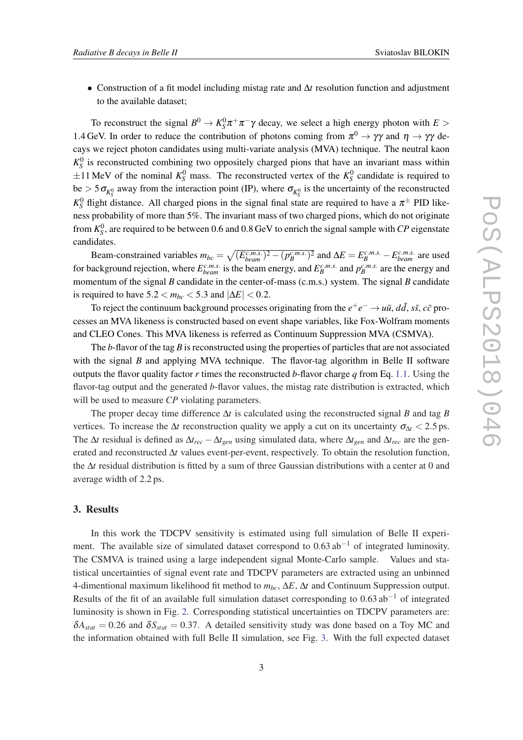- Construction of a fit model including mistag rate and $\Delta t$ resolution function and adjustment to the available dataset;

To reconstruct the signal $B^0 \to K_S^0 \pi^+ \pi^- \gamma$ decay, we select a high energy photon with $E > 1.4\,\text{GeV}$. In order to reduce the contribution of photons coming from $\pi^0 \to \gamma\gamma$ and $\eta \to \gamma\gamma$ decays we reject photon candidates using multi-variate analysis (MVA) technique. The neutral kaon $K_S^0$ is reconstructed combining two oppositely charged pions that have an invariant mass within $\pm 11\,\text{MeV}$ of the nominal $K_S^0$ mass. The reconstructed vertex of the $K_S^0$ candidate is required to be $> 5\,\sigma_{K_S^0}$ away from the interaction point (IP), where $\sigma_{K_S^0}$ is the uncertainty of the reconstructed $K_S^0$ flight distance. All charged pions in the signal final state are required to have a $\pi^\pm$ PID likeness probability of more than 5%. The invariant mass of two charged pions, which do not originate from $K_S^0$, are required to be between 0.6 and 0.8 GeV to enrich the signal sample with *CP* eigenstate candidates.

Beam-constrained variables $m_{bc} = \sqrt{(E_{beam}^{c.m.s.})^2 - (p_B^{c.m.s.})^2}$ and $\Delta E = E_B^{c.m.s.} - E_{beam}^{c.m.s.}$ are used for background rejection, where $E_{beam}^{c.m.s.}$ is the beam energy, and $E_B^{c.m.s.}$ and $p_B^{c.m.s.}$ are the energy and momentum of the signal $B$ candidate in the center-of-mass (c.m.s.) system. The signal $B$ candidate is required to have $5.2 < m_{bc} < 5.3$ and $|\Delta E| < 0.2$.

To reject the continuum background processes originating from the $e^+e^- \to u\bar{u}$, $d\bar{d}$, $s\bar{s}$, $c\bar{c}$ processes an MVA likeness is constructed based on event shape variables, like Fox-Wolfram moments and CLEO Cones. This MVA likeness is referred as Continuum Suppression MVA (CSMVA).

The $b$-flavor of the tag $B$ is reconstructed using the properties of particles that are not associated with the signal $B$ and applying MVA technique. The flavor-tag algorithm in Belle II software outputs the flavor quality factor $r$ times the reconstructed $b$-flavor charge $q$ from Eq. 1.1. Using the flavor-tag output and the generated $b$-flavor values, the mistag rate distribution is extracted, which will be used to measure *CP* violating parameters.

The proper decay time difference $\Delta t$ is calculated using the reconstructed signal $B$ and tag $B$ vertices. To increase the $\Delta t$ reconstruction quality we apply a cut on its uncertainty $\sigma_{\Delta t} < 2.5\,\text{ps}$. The $\Delta t$ residual is defined as $\Delta t_{rec} - \Delta t_{gen}$ using simulated data, where $\Delta t_{gen}$ and $\Delta t_{rec}$ are the generated and reconstructed $\Delta t$ values event-per-event, respectively. To obtain the resolution function, the $\Delta t$ residual distribution is fitted by a sum of three Gaussian distributions with a center at 0 and average width of 2.2 ps.

## 3. Results

In this work the TDCPV sensitivity is estimated using full simulation of Belle II experiment. The available size of simulated dataset correspond to $0.63\,\text{ab}^{-1}$ of integrated luminosity. The CSMVA is trained using a large independent signal Monte-Carlo sample. Values and statistical uncertainties of signal event rate and TDCPV parameters are extracted using an unbinned 4-dimentional maximum likelihood fit method to $m_{bc}$, $\Delta E$, $\Delta t$ and Continuum Suppression output. Results of the fit of an available full simulation dataset corresponding to $0.63\,\text{ab}^{-1}$ of integrated luminosity is shown in Fig. 2. Corresponding statistical uncertainties on TDCPV parameters are: $\delta A_{stat} = 0.26$ and $\delta S_{stat} = 0.37$. A detailed sensitivity study was done based on a Toy MC and the information obtained with full Belle II simulation, see Fig. 3. With the full expected dataset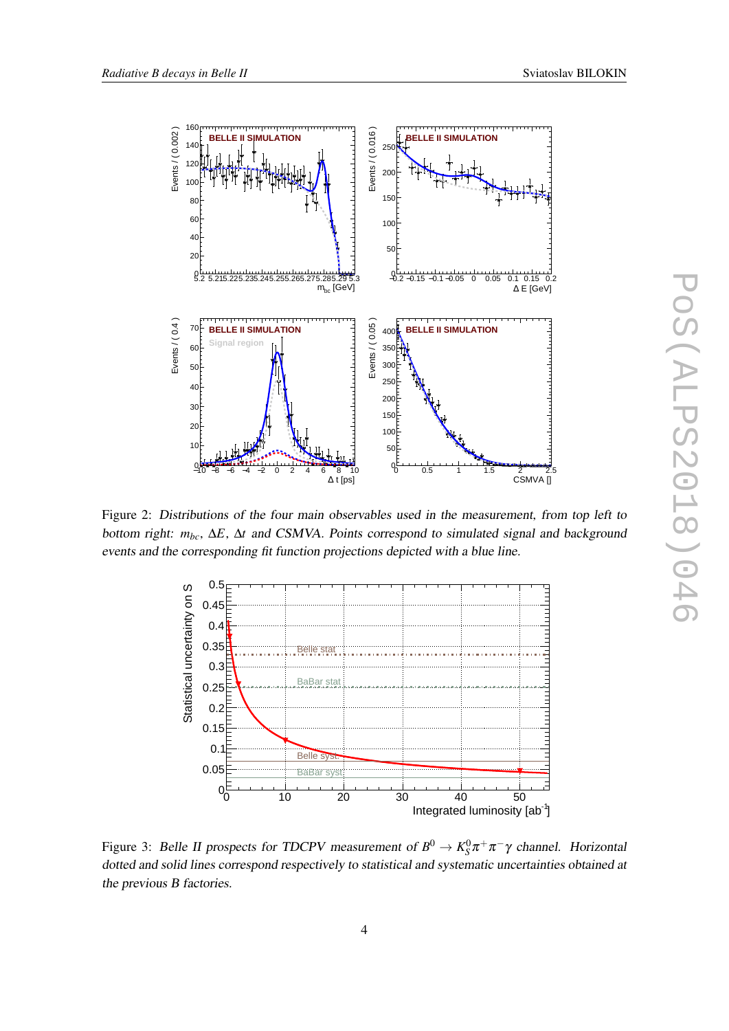Figure 2: *Distributions of the four main observables used in the measurement, from top left to bottom right: $m_{bc}$, $\Delta E$, $\Delta t$ and CSMVA. Points correspond to simulated signal and background events and the corresponding fit function projections depicted with a blue line.*

Figure 3: *Belle II prospects for TDCPV measurement of $B^0 \to K_S^0 \pi^+ \pi^- \gamma$ channel. Horizontal dotted and solid lines correspond respectively to statistical and systematic uncertainties obtained at the previous B factories.*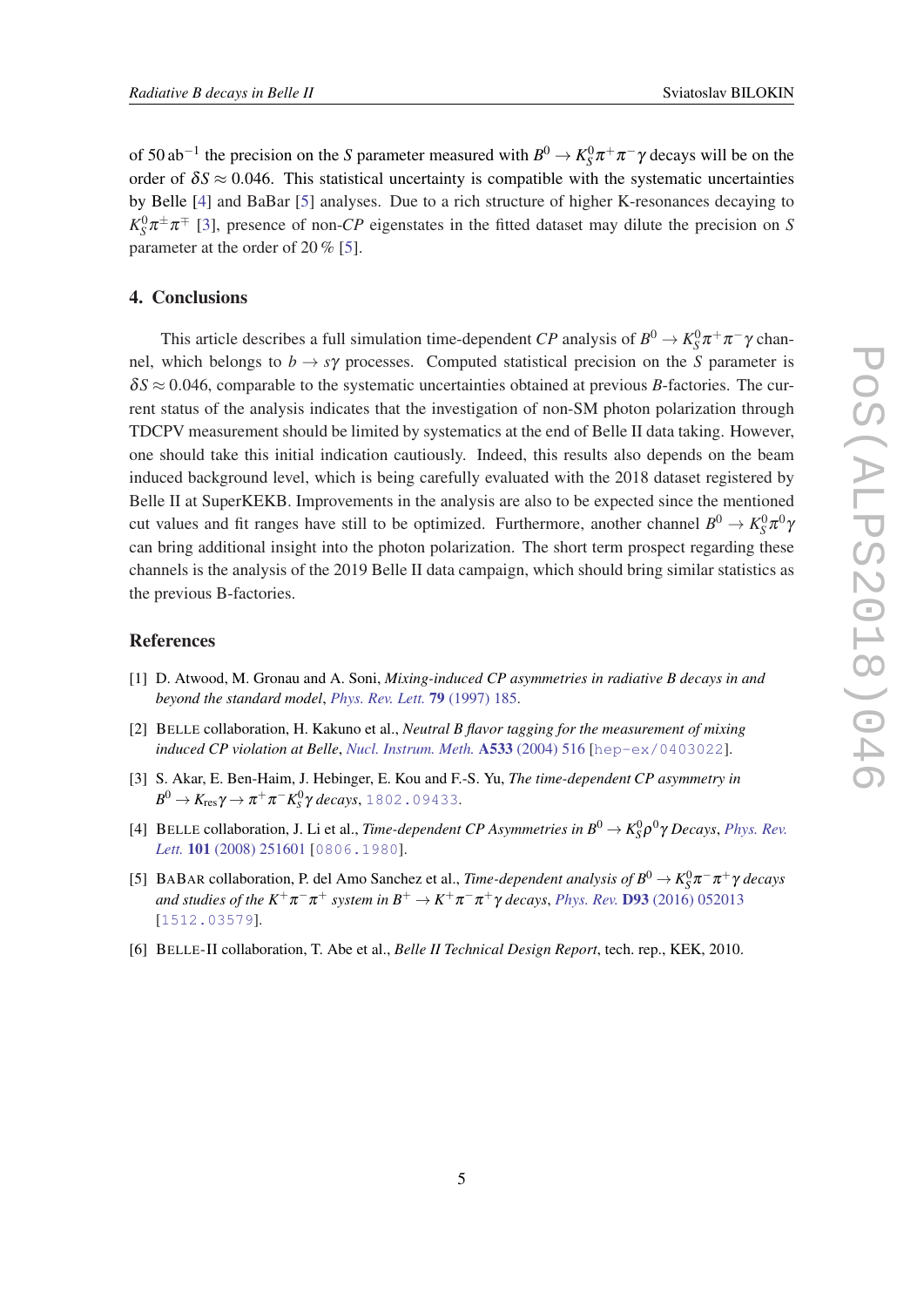of 50 ab$^{-1}$ the precision on the $S$ parameter measured with $B^0 \to K_S^0\pi^+\pi^-\gamma$ decays will be on the order of $\delta S \approx 0.046$. This statistical uncertainty is compatible with the systematic uncertainties by Belle [4] and BaBar [5] analyses. Due to a rich structure of higher K-resonances decaying to $K_S^0\pi^\pm\pi^\mp$ [3], presence of non-*CP* eigenstates in the fitted dataset may dilute the precision on $S$ parameter at the order of 20 % [5].

## 4. Conclusions

This article describes a full simulation time-dependent *CP* analysis of $B^0 \to K_S^0\pi^+\pi^-\gamma$ channel, which belongs to $b \to s\gamma$ processes. Computed statistical precision on the $S$ parameter is $\delta S \approx 0.046$, comparable to the systematic uncertainties obtained at previous $B$-factories. The current status of the analysis indicates that the investigation of non-SM photon polarization through TDCPV measurement should be limited by systematics at the end of Belle II data taking. However, one should take this initial indication cautiously. Indeed, this results also depends on the beam induced background level, which is being carefully evaluated with the 2018 dataset registered by Belle II at SuperKEKB. Improvements in the analysis are also to be expected since the mentioned cut values and fit ranges have still to be optimized. Furthermore, another channel $B^0 \to K_S^0\pi^0\gamma$ can bring additional insight into the photon polarization. The short term prospect regarding these channels is the analysis of the 2019 Belle II data campaign, which should bring similar statistics as the previous B-factories.

## References

[1] D. Atwood, M. Gronau and A. Soni, *Mixing-induced CP asymmetries in radiative B decays in and beyond the standard model*, Phys. Rev. Lett. **79** (1997) 185.

[2] BELLE collaboration, H. Kakuno et al., *Neutral B flavor tagging for the measurement of mixing induced CP violation at Belle*, Nucl. Instrum. Meth. **A533** (2004) 516 [hep-ex/0403022].

[3] S. Akar, E. Ben-Haim, J. Hebinger, E. Kou and F.-S. Yu, *The time-dependent CP asymmetry in $B^0 \to K_{\rm res}\gamma \to \pi^+\pi^-K_S^0\gamma$ decays*, 1802.09433.

[4] BELLE collaboration, J. Li et al., *Time-dependent CP Asymmetries in $B^0 \to K_S^0\rho^0\gamma$ Decays*, Phys. Rev. Lett. **101** (2008) 251601 [0806.1980].

[5] BABAR collaboration, P. del Amo Sanchez et al., *Time-dependent analysis of $B^0 \to K_S^0\pi^-\pi^+\gamma$ decays and studies of the $K^+\pi^-\pi^+$ system in $B^+ \to K^+\pi^-\pi^+\gamma$ decays*, Phys. Rev. **D93** (2016) 052013 [1512.03579].

[6] BELLE-II collaboration, T. Abe et al., *Belle II Technical Design Report*, tech. rep., KEK, 2010.